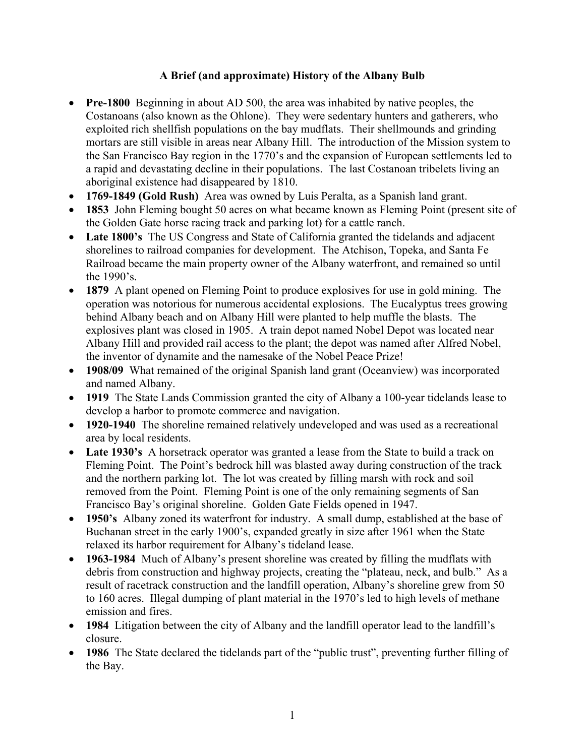# A Brief (and approximate) History of the Albany Bulb

- **Pre-1800** Beginning in about AD 500, the area was inhabited by native peoples, the Costanoans (also known as the Ohlone). They were sedentary hunters and gatherers, who exploited rich shellfish populations on the bay mudflats. Their shellmounds and grinding mortars are still visible in areas near Albany Hill. The introduction of the Mission system to the San Francisco Bay region in the 1770's and the expansion of European settlements led to a rapid and devastating decline in their populations. The last Costanoan tribelets living an aboriginal existence had disappeared by 1810.
- **1769-1849 (Gold Rush)** Area was owned by Luis Peralta, as a Spanish land grant.
- **1853** John Fleming bought 50 acres on what became known as Fleming Point (present site of the Golden Gate horse racing track and parking lot) for a cattle ranch.
- **Late 1800's** The US Congress and State of California granted the tidelands and adjacent shorelines to railroad companies for development. The Atchison, Topeka, and Santa Fe Railroad became the main property owner of the Albany waterfront, and remained so until the 1990's.
- **1879** A plant opened on Fleming Point to produce explosives for use in gold mining. The operation was notorious for numerous accidental explosions. The Eucalyptus trees growing behind Albany beach and on Albany Hill were planted to help muffle the blasts. The explosives plant was closed in 1905. A train depot named Nobel Depot was located near Albany Hill and provided rail access to the plant; the depot was named after Alfred Nobel, the inventor of dynamite and the namesake of the Nobel Peace Prize!
- **1908/09** What remained of the original Spanish land grant (Oceanview) was incorporated and named Albany.
- **1919** The State Lands Commission granted the city of Albany a 100-year tidelands lease to develop a harbor to promote commerce and navigation.
- **1920-1940** The shoreline remained relatively undeveloped and was used as a recreational area by local residents.
- **Late 1930's** A horsetrack operator was granted a lease from the State to build a track on Fleming Point. The Point's bedrock hill was blasted away during construction of the track and the northern parking lot. The lot was created by filling marsh with rock and soil removed from the Point. Fleming Point is one of the only remaining segments of San Francisco Bay's original shoreline. Golden Gate Fields opened in 1947.
- **1950's** Albany zoned its waterfront for industry. A small dump, established at the base of Buchanan street in the early 1900's, expanded greatly in size after 1961 when the State relaxed its harbor requirement for Albany's tideland lease.
- **1963-1984** Much of Albany's present shoreline was created by filling the mudflats with debris from construction and highway projects, creating the "plateau, neck, and bulb." As a result of racetrack construction and the landfill operation, Albany's shoreline grew from 50 to 160 acres. Illegal dumping of plant material in the 1970's led to high levels of methane emission and fires.
- **1984** Litigation between the city of Albany and the landfill operator lead to the landfill's closure.
- **1986** The State declared the tidelands part of the "public trust", preventing further filling of the Bay.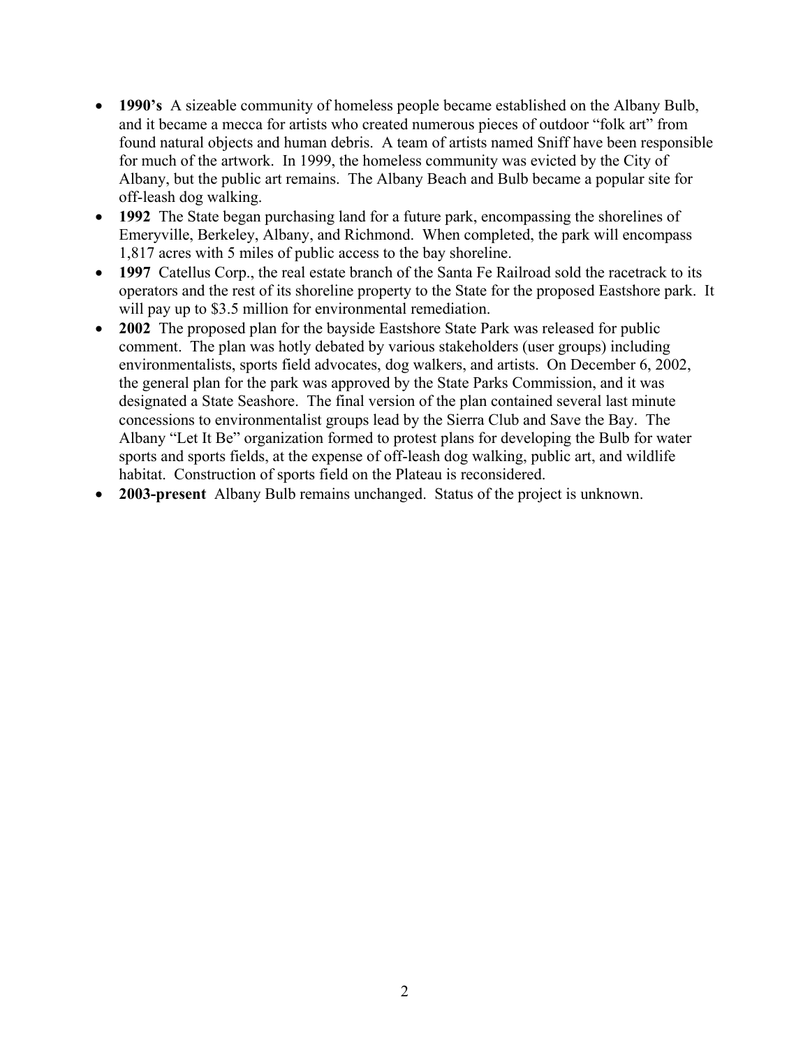- **1990's** A sizeable community of homeless people became established on the Albany Bulb, and it became a mecca for artists who created numerous pieces of outdoor "folk art" from found natural objects and human debris. A team of artists named Sniff have been responsible for much of the artwork. In 1999, the homeless community was evicted by the City of Albany, but the public art remains. The Albany Beach and Bulb became a popular site for off-leash dog walking.
- **1992** The State began purchasing land for a future park, encompassing the shorelines of Emeryville, Berkeley, Albany, and Richmond. When completed, the park will encompass 1,817 acres with 5 miles of public access to the bay shoreline.
- **1997** Catellus Corp., the real estate branch of the Santa Fe Railroad sold the racetrack to its operators and the rest of its shoreline property to the State for the proposed Eastshore park. It will pay up to $3.5 million for environmental remediation.
- **2002** The proposed plan for the bayside Eastshore State Park was released for public comment. The plan was hotly debated by various stakeholders (user groups) including environmentalists, sports field advocates, dog walkers, and artists. On December 6, 2002, the general plan for the park was approved by the State Parks Commission, and it was designated a State Seashore. The final version of the plan contained several last minute concessions to environmentalist groups lead by the Sierra Club and Save the Bay. The Albany "Let It Be" organization formed to protest plans for developing the Bulb for water sports and sports fields, at the expense of off-leash dog walking, public art, and wildlife habitat. Construction of sports field on the Plateau is reconsidered.
- **2003-present** Albany Bulb remains unchanged. Status of the project is unknown.